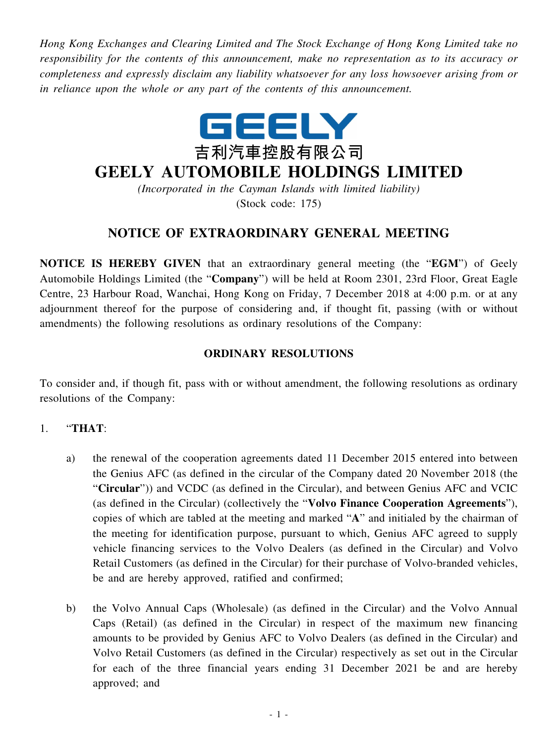*Hong Kong Exchanges and Clearing Limited and The Stock Exchange of Hong Kong Limited take no responsibility for the contents of this announcement, make no representation as to its accuracy or completeness and expressly disclaim any liability whatsoever for any loss howsoever arising from or in reliance upon the whole or any part of the contents of this announcement.*

GEELY

吉利汽車控股有限公司

# GEELY AUTOMOBILE HOLDINGS LIMITED

*(Incorporated in the Cayman Islands with limited liability)*
(Stock code: 175)

## NOTICE OF EXTRAORDINARY GENERAL MEETING

**NOTICE IS HEREBY GIVEN** that an extraordinary general meeting (the "**EGM**") of Geely Automobile Holdings Limited (the "**Company**") will be held at Room 2301, 23rd Floor, Great Eagle Centre, 23 Harbour Road, Wanchai, Hong Kong on Friday, 7 December 2018 at 4:00 p.m. or at any adjournment thereof for the purpose of considering and, if thought fit, passing (with or without amendments) the following resolutions as ordinary resolutions of the Company:

### ORDINARY RESOLUTIONS

To consider and, if though fit, pass with or without amendment, the following resolutions as ordinary resolutions of the Company:

1. "**THAT**:

   a) the renewal of the cooperation agreements dated 11 December 2015 entered into between the Genius AFC (as defined in the circular of the Company dated 20 November 2018 (the "**Circular**")) and VCDC (as defined in the Circular), and between Genius AFC and VCIC (as defined in the Circular) (collectively the "**Volvo Finance Cooperation Agreements**"), copies of which are tabled at the meeting and marked "**A**" and initialed by the chairman of the meeting for identification purpose, pursuant to which, Genius AFC agreed to supply vehicle financing services to the Volvo Dealers (as defined in the Circular) and Volvo Retail Customers (as defined in the Circular) for their purchase of Volvo-branded vehicles, be and are hereby approved, ratified and confirmed;

   b) the Volvo Annual Caps (Wholesale) (as defined in the Circular) and the Volvo Annual Caps (Retail) (as defined in the Circular) in respect of the maximum new financing amounts to be provided by Genius AFC to Volvo Dealers (as defined in the Circular) and Volvo Retail Customers (as defined in the Circular) respectively as set out in the Circular for each of the three financial years ending 31 December 2021 be and are hereby approved; and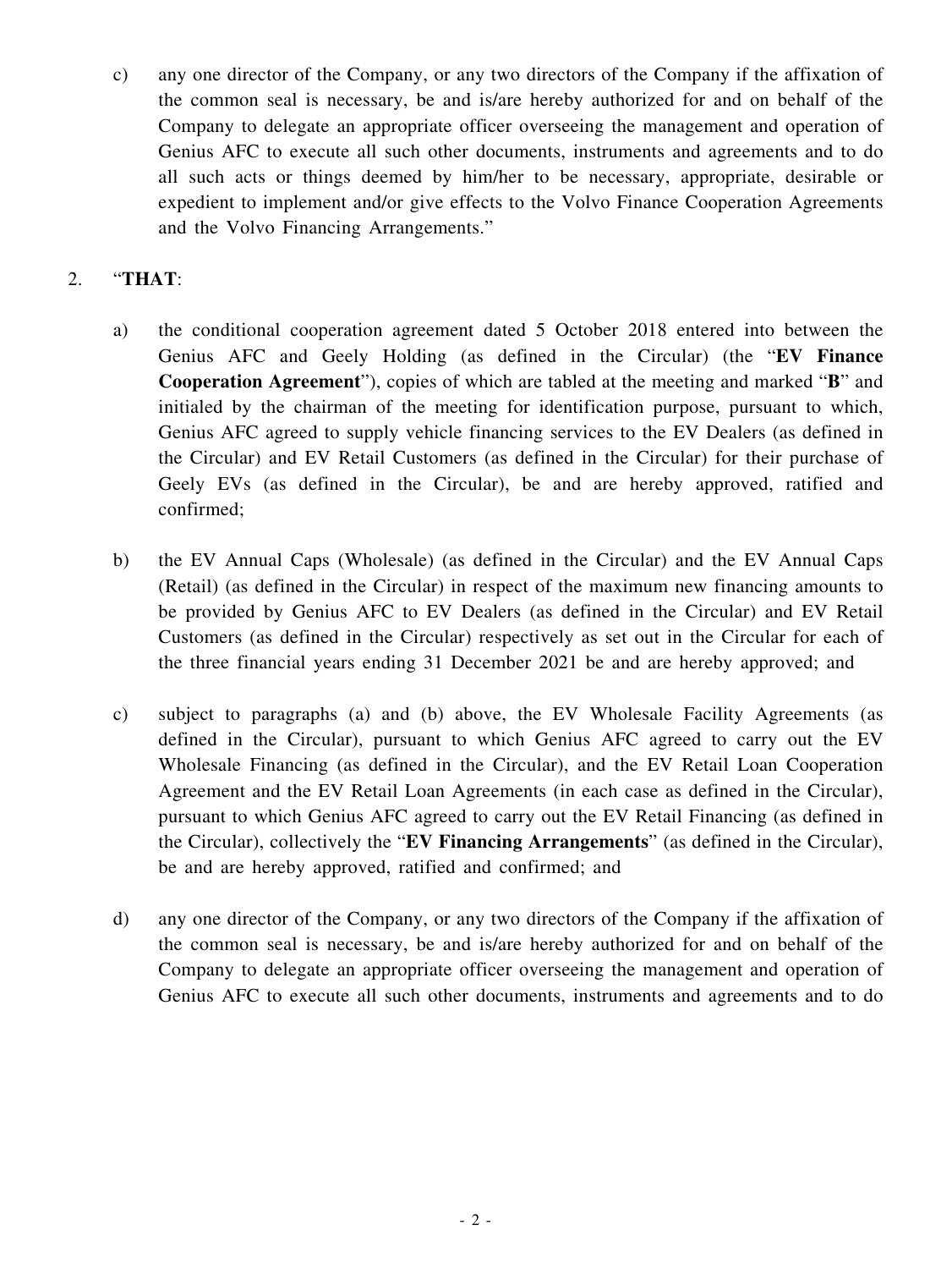c) any one director of the Company, or any two directors of the Company if the affixation of the common seal is necessary, be and is/are hereby authorized for and on behalf of the Company to delegate an appropriate officer overseeing the management and operation of Genius AFC to execute all such other documents, instruments and agreements and to do all such acts or things deemed by him/her to be necessary, appropriate, desirable or expedient to implement and/or give effects to the Volvo Finance Cooperation Agreements and the Volvo Financing Arrangements."

2. "**THAT**:

a) the conditional cooperation agreement dated 5 October 2018 entered into between the Genius AFC and Geely Holding (as defined in the Circular) (the "**EV Finance Cooperation Agreement**"), copies of which are tabled at the meeting and marked "**B**" and initialed by the chairman of the meeting for identification purpose, pursuant to which, Genius AFC agreed to supply vehicle financing services to the EV Dealers (as defined in the Circular) and EV Retail Customers (as defined in the Circular) for their purchase of Geely EVs (as defined in the Circular), be and are hereby approved, ratified and confirmed;

b) the EV Annual Caps (Wholesale) (as defined in the Circular) and the EV Annual Caps (Retail) (as defined in the Circular) in respect of the maximum new financing amounts to be provided by Genius AFC to EV Dealers (as defined in the Circular) and EV Retail Customers (as defined in the Circular) respectively as set out in the Circular for each of the three financial years ending 31 December 2021 be and are hereby approved; and

c) subject to paragraphs (a) and (b) above, the EV Wholesale Facility Agreements (as defined in the Circular), pursuant to which Genius AFC agreed to carry out the EV Wholesale Financing (as defined in the Circular), and the EV Retail Loan Cooperation Agreement and the EV Retail Loan Agreements (in each case as defined in the Circular), pursuant to which Genius AFC agreed to carry out the EV Retail Financing (as defined in the Circular), collectively the "**EV Financing Arrangements**" (as defined in the Circular), be and are hereby approved, ratified and confirmed; and

d) any one director of the Company, or any two directors of the Company if the affixation of the common seal is necessary, be and is/are hereby authorized for and on behalf of the Company to delegate an appropriate officer overseeing the management and operation of Genius AFC to execute all such other documents, instruments and agreements and to do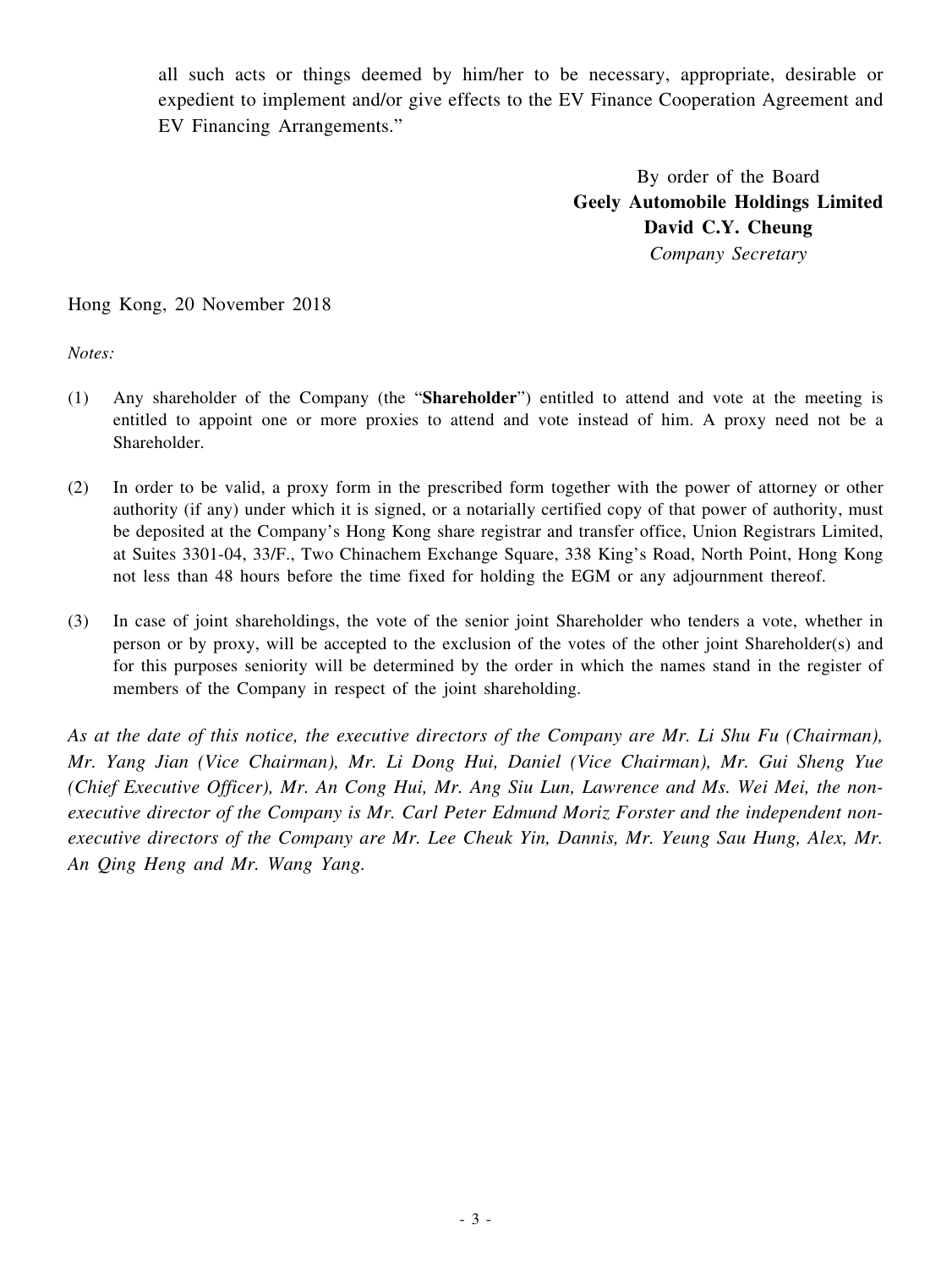all such acts or things deemed by him/her to be necessary, appropriate, desirable or expedient to implement and/or give effects to the EV Finance Cooperation Agreement and EV Financing Arrangements."

By order of the Board
**Geely Automobile Holdings Limited**
**David C.Y. Cheung**
*Company Secretary*

Hong Kong, 20 November 2018

*Notes:*

(1) Any shareholder of the Company (the "**Shareholder**") entitled to attend and vote at the meeting is entitled to appoint one or more proxies to attend and vote instead of him. A proxy need not be a Shareholder.

(2) In order to be valid, a proxy form in the prescribed form together with the power of attorney or other authority (if any) under which it is signed, or a notarially certified copy of that power of authority, must be deposited at the Company's Hong Kong share registrar and transfer office, Union Registrars Limited, at Suites 3301-04, 33/F., Two Chinachem Exchange Square, 338 King's Road, North Point, Hong Kong not less than 48 hours before the time fixed for holding the EGM or any adjournment thereof.

(3) In case of joint shareholdings, the vote of the senior joint Shareholder who tenders a vote, whether in person or by proxy, will be accepted to the exclusion of the votes of the other joint Shareholder(s) and for this purposes seniority will be determined by the order in which the names stand in the register of members of the Company in respect of the joint shareholding.

*As at the date of this notice, the executive directors of the Company are Mr. Li Shu Fu (Chairman), Mr. Yang Jian (Vice Chairman), Mr. Li Dong Hui, Daniel (Vice Chairman), Mr. Gui Sheng Yue (Chief Executive Officer), Mr. An Cong Hui, Mr. Ang Siu Lun, Lawrence and Ms. Wei Mei, the non-executive director of the Company is Mr. Carl Peter Edmund Moriz Forster and the independent non-executive directors of the Company are Mr. Lee Cheuk Yin, Dannis, Mr. Yeung Sau Hung, Alex, Mr. An Qing Heng and Mr. Wang Yang.*